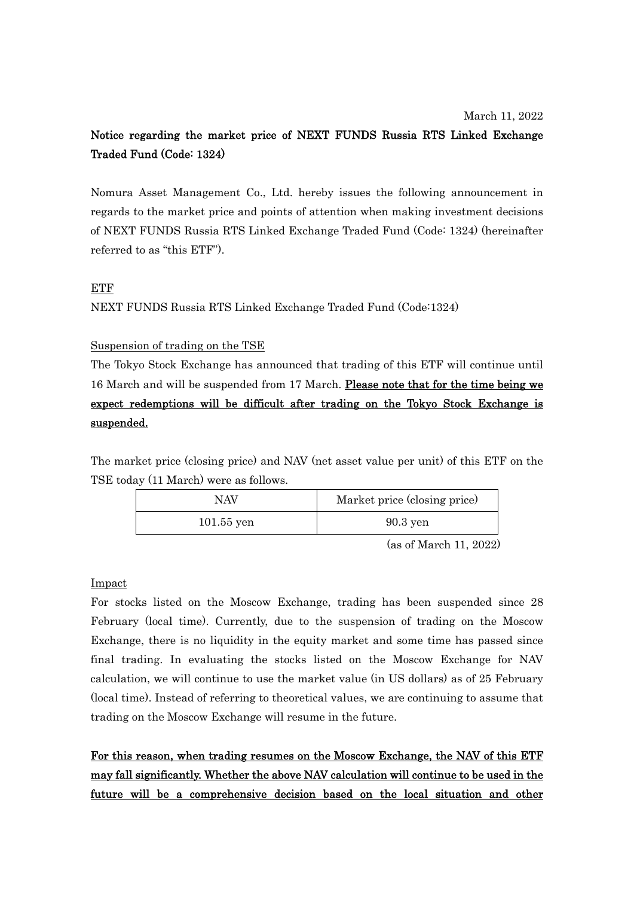March 11, 2022

# Notice regarding the market price of NEXT FUNDS Russia RTS Linked Exchange Traded Fund (Code: 1324)

Nomura Asset Management Co., Ltd. hereby issues the following announcement in regards to the market price and points of attention when making investment decisions of NEXT FUNDS Russia RTS Linked Exchange Traded Fund (Code: 1324) (hereinafter referred to as "this ETF").

## ETF

NEXT FUNDS Russia RTS Linked Exchange Traded Fund (Code:1324)

## Suspension of trading on the TSE

The Tokyo Stock Exchange has announced that trading of this ETF will continue until 16 March and will be suspended from 17 March. **Please note that for the time being we expect redemptions will be difficult after trading on the Tokyo Stock Exchange is suspended.**

The market price (closing price) and NAV (net asset value per unit) of this ETF on the TSE today (11 March) were as follows.

| NAV | Market price (closing price) |
|---|---|
| 101.55 yen | 90.3 yen |

(as of March 11, 2022)

## Impact

For stocks listed on the Moscow Exchange, trading has been suspended since 28 February (local time). Currently, due to the suspension of trading on the Moscow Exchange, there is no liquidity in the equity market and some time has passed since final trading. In evaluating the stocks listed on the Moscow Exchange for NAV calculation, we will continue to use the market value (in US dollars) as of 25 February (local time). Instead of referring to theoretical values, we are continuing to assume that trading on the Moscow Exchange will resume in the future.

**For this reason, when trading resumes on the Moscow Exchange, the NAV of this ETF may fall significantly. Whether the above NAV calculation will continue to be used in the future will be a comprehensive decision based on the local situation and other**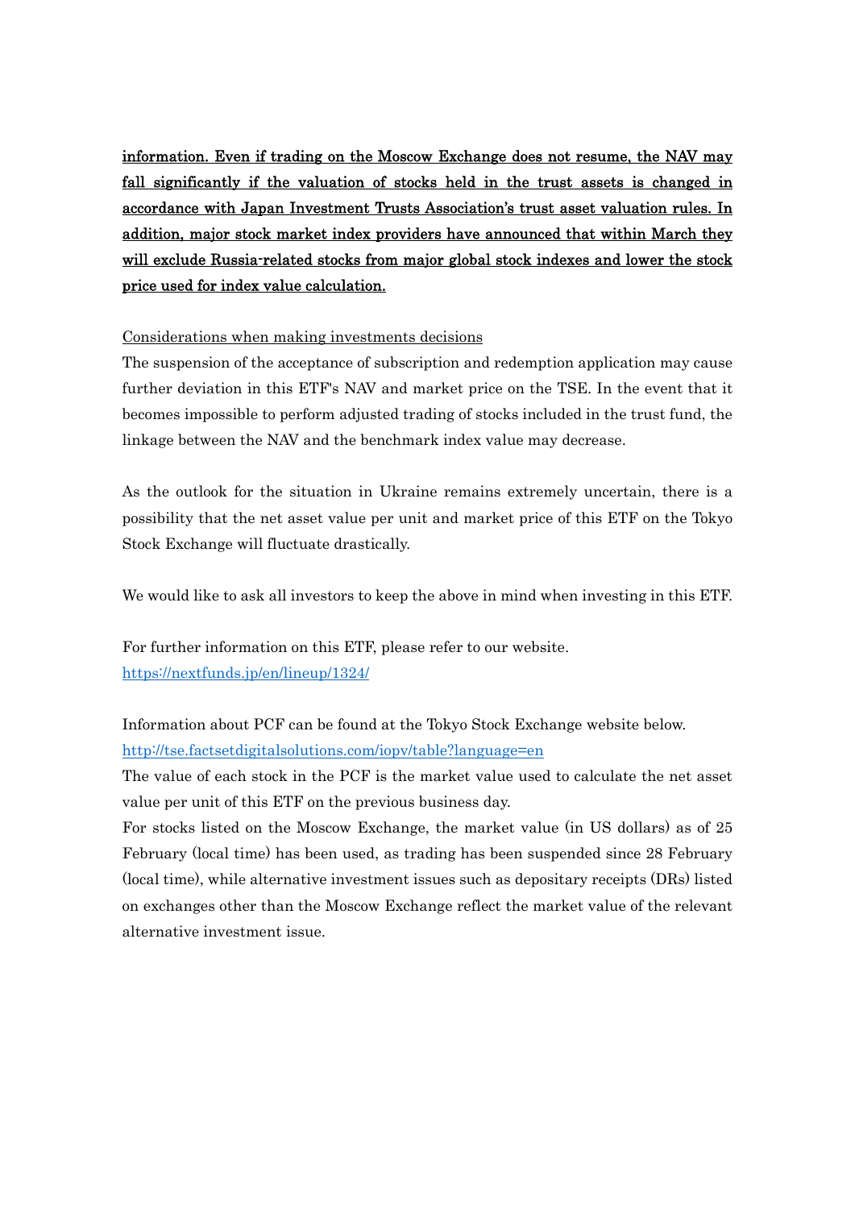**information. Even if trading on the Moscow Exchange does not resume, the NAV may fall significantly if the valuation of stocks held in the trust assets is changed in accordance with Japan Investment Trusts Association's trust asset valuation rules. In addition, major stock market index providers have announced that within March they will exclude Russia-related stocks from major global stock indexes and lower the stock price used for index value calculation.**

Considerations when making investments decisions

The suspension of the acceptance of subscription and redemption application may cause further deviation in this ETF's NAV and market price on the TSE. In the event that it becomes impossible to perform adjusted trading of stocks included in the trust fund, the linkage between the NAV and the benchmark index value may decrease.

As the outlook for the situation in Ukraine remains extremely uncertain, there is a possibility that the net asset value per unit and market price of this ETF on the Tokyo Stock Exchange will fluctuate drastically.

We would like to ask all investors to keep the above in mind when investing in this ETF.

For further information on this ETF, please refer to our website.
https://nextfunds.jp/en/lineup/1324/

Information about PCF can be found at the Tokyo Stock Exchange website below.
http://tse.factsetdigitalsolutions.com/iopv/table?language=en
The value of each stock in the PCF is the market value used to calculate the net asset value per unit of this ETF on the previous business day.
For stocks listed on the Moscow Exchange, the market value (in US dollars) as of 25 February (local time) has been used, as trading has been suspended since 28 February (local time), while alternative investment issues such as depositary receipts (DRs) listed on exchanges other than the Moscow Exchange reflect the market value of the relevant alternative investment issue.